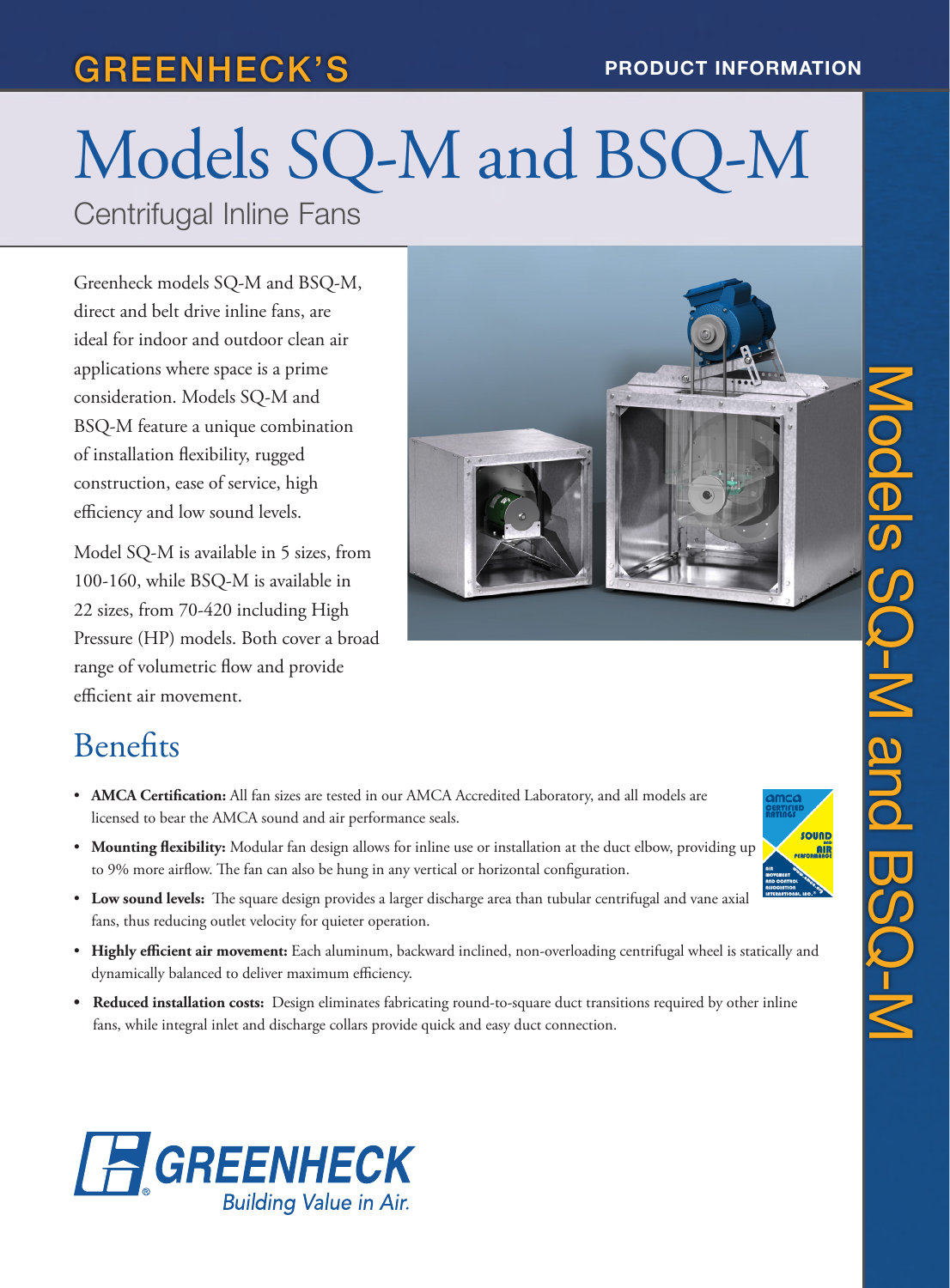GREENHECK'S

PRODUCT INFORMATION

# Models SQ-M and BSQ-M

Centrifugal Inline Fans

Greenheck models SQ-M and BSQ-M, direct and belt drive inline fans, are ideal for indoor and outdoor clean air applications where space is a prime consideration. Models SQ-M and BSQ-M feature a unique combination of installation flexibility, rugged construction, ease of service, high efficiency and low sound levels.

Model SQ-M is available in 5 sizes, from 100-160, while BSQ-M is available in 22 sizes, from 70-420 including High Pressure (HP) models. Both cover a broad range of volumetric flow and provide efficient air movement.

## Benefits

- **AMCA Certification:** All fan sizes are tested in our AMCA Accredited Laboratory, and all models are licensed to bear the AMCA sound and air performance seals.
- **Mounting flexibility:** Modular fan design allows for inline use or installation at the duct elbow, providing up to 9% more airflow. The fan can also be hung in any vertical or horizontal configuration.
- **Low sound levels:** The square design provides a larger discharge area than tubular centrifugal and vane axial fans, thus reducing outlet velocity for quieter operation.
- **Highly efficient air movement:** Each aluminum, backward inclined, non-overloading centrifugal wheel is statically and dynamically balanced to deliver maximum efficiency.
- **Reduced installation costs:** Design eliminates fabricating round-to-square duct transitions required by other inline fans, while integral inlet and discharge collars provide quick and easy duct connection.

GREENHECK
Building Value in Air.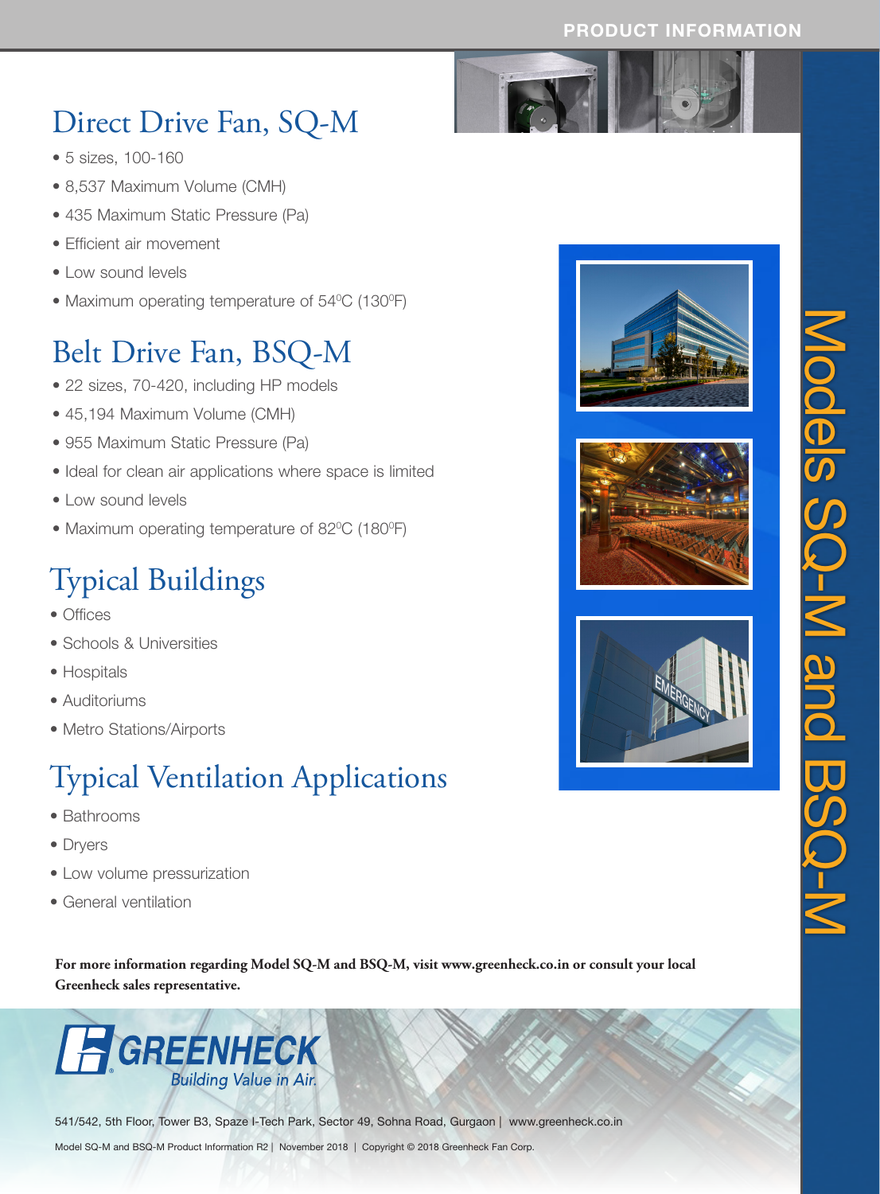PRODUCT INFORMATION

Models SQ-M and BSQ-M

## Direct Drive Fan, SQ-M

- 5 sizes, 100-160
- 8,537 Maximum Volume (CMH)
- 435 Maximum Static Pressure (Pa)
- Efficient air movement
- Low sound levels
- Maximum operating temperature of 54$^0$C (130$^0$F)

## Belt Drive Fan, BSQ-M

- 22 sizes, 70-420, including HP models
- 45,194 Maximum Volume (CMH)
- 955 Maximum Static Pressure (Pa)
- Ideal for clean air applications where space is limited
- Low sound levels
- Maximum operating temperature of 82$^0$C (180$^0$F)

## Typical Buildings

- Offices
- Schools & Universities
- Hospitals
- Auditoriums
- Metro Stations/Airports

## Typical Ventilation Applications

- Bathrooms
- Dryers
- Low volume pressurization
- General ventilation

**For more information regarding Model SQ-M and BSQ-M, visit www.greenheck.co.in or consult your local Greenheck sales representative.**

GREENHECK
*Building Value in Air.*

541/542, 5th Floor, Tower B3, Spaze I-Tech Park, Sector 49, Sohna Road, Gurgaon | www.greenheck.co.in

Model SQ-M and BSQ-M Product Information R2 | November 2018 | Copyright © 2018 Greenheck Fan Corp.